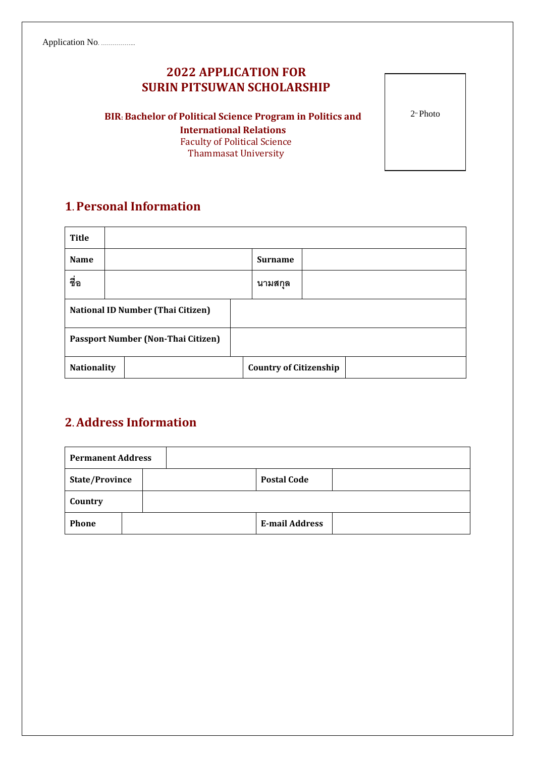Application No. ..................

# 2022 APPLICATION FOR SURIN PITSUWAN SCHOLARSHIP

**BIR: Bachelor of Political Science Program in Politics and International Relations**

Faculty of Political Science

Thammasat University

2" Photo

## 1. Personal Information

| **Title** | | | |
|---|---|---|---|
| **Name** | | **Surname** | |
| **ชื่อ** | | **นามสกุล** | |
| **National ID Number (Thai Citizen)** | | | |
| **Passport Number (Non-Thai Citizen)** | | | |
| **Nationality** | | **Country of Citizenship** | |

## 2. Address Information

| **Permanent Address** | | | |
|---|---|---|---|
| **State/Province** | | **Postal Code** | |
| **Country** | | | |
| **Phone** | | **E-mail Address** | |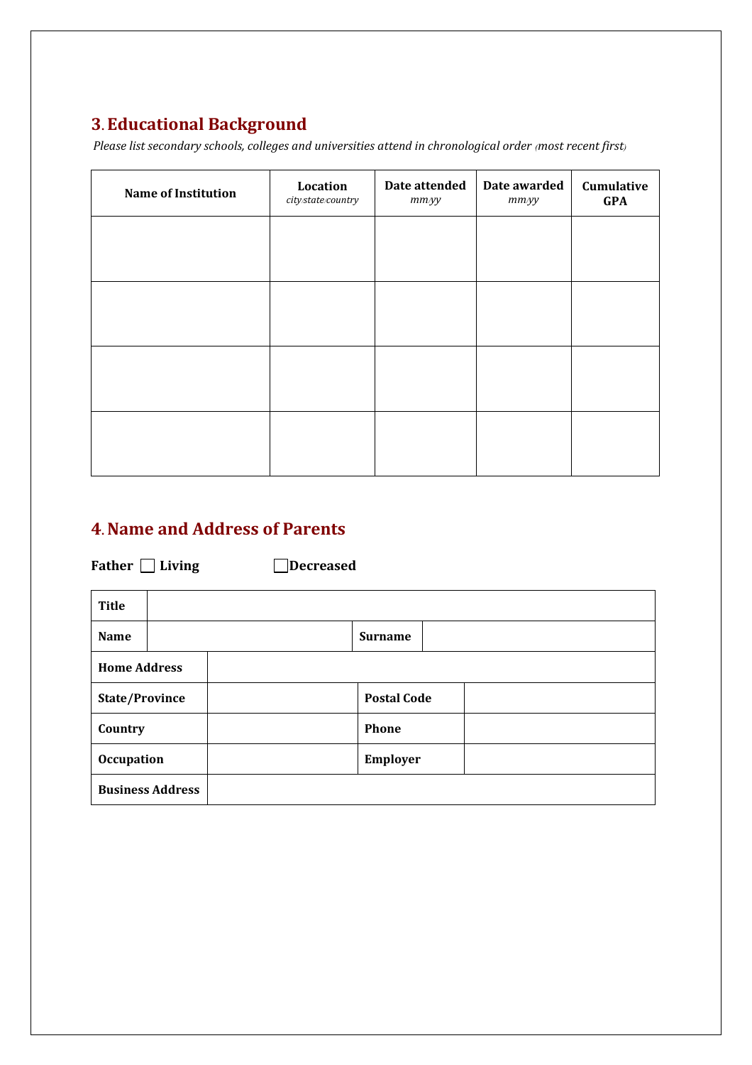## 3. Educational Background

*Please list secondary schools, colleges and universities attend in chronological order (most recent first)*

| Name of Institution | Location *city/state/country* | Date attended *mm/yy* | Date awarded *mm/yy* | Cumulative GPA |
|---|---|---|---|---|
| | | | | |
| | | | | |
| | | | | |
| | | | | |

## 4. Name and Address of Parents

**Father** ☐ **Living** ☐ **Decreased**

| **Title** | | | |
|---|---|---|---|
| **Name** | | **Surname** | |
| **Home Address** | | | |
| **State/Province** | | **Postal Code** | |
| **Country** | | **Phone** | |
| **Occupation** | | **Employer** | |
| **Business Address** | | | |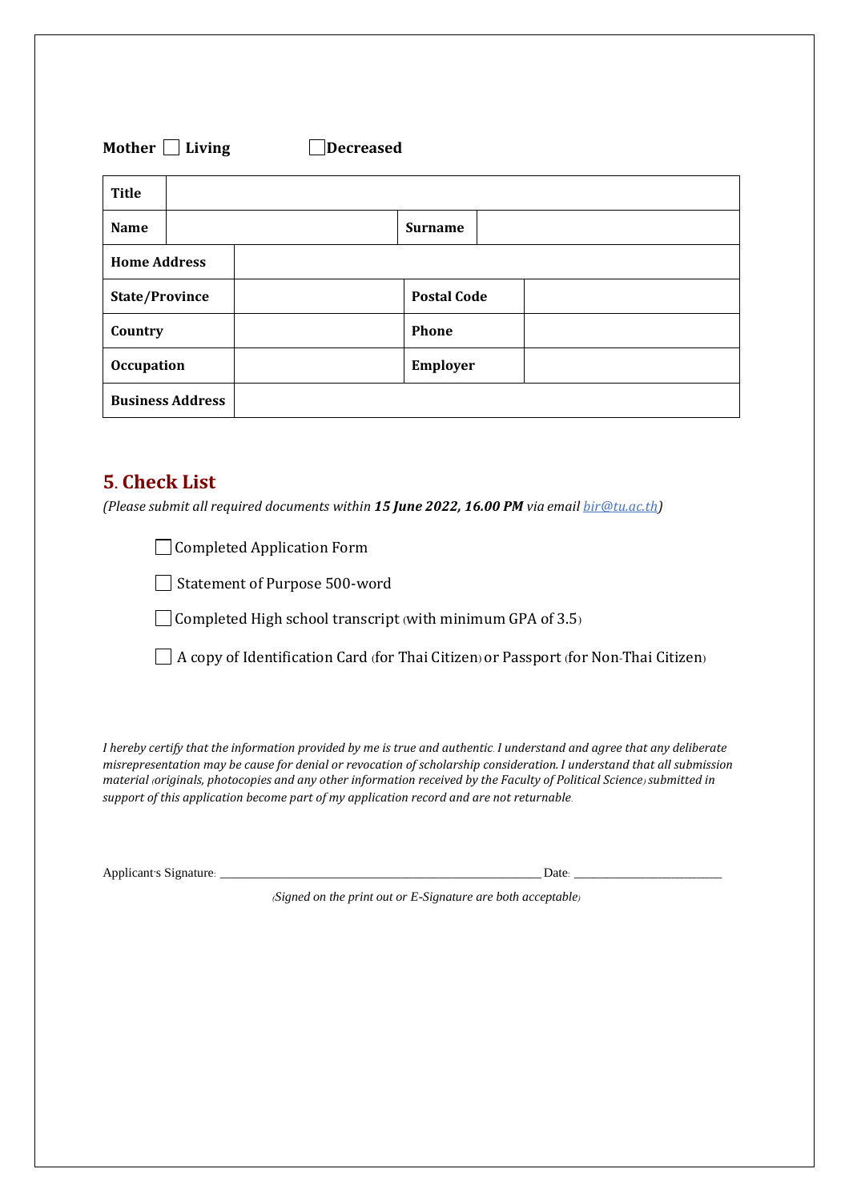**Mother** ☐ **Living** ☐ **Decreased**

| | | | |
|---|---|---|---|
| **Title** | | | |
| **Name** | | **Surname** | |
| **Home Address** | | | |
| **State/Province** | | **Postal Code** | |
| **Country** | | **Phone** | |
| **Occupation** | | **Employer** | |
| **Business Address** | | | |

## 5. Check List

*(Please submit all required documents within* ***15 June 2022, 16.00 PM*** *via email [bir@tu.ac.th](mailto:bir@tu.ac.th))*

☐ Completed Application Form

☐ Statement of Purpose 500-word

☐ Completed High school transcript (with minimum GPA of 3.5)

☐ A copy of Identification Card (for Thai Citizen) or Passport (for Non-Thai Citizen)

*I hereby certify that the information provided by me is true and authentic. I understand and agree that any deliberate misrepresentation may be cause for denial or revocation of scholarship consideration. I understand that all submission material (originals, photocopies and any other information received by the Faculty of Political Science) submitted in support of this application become part of my application record and are not returnable.*

Applicant's Signature: ________________________________________________ Date: ______________________

*(Signed on the print out or E-Signature are both acceptable)*